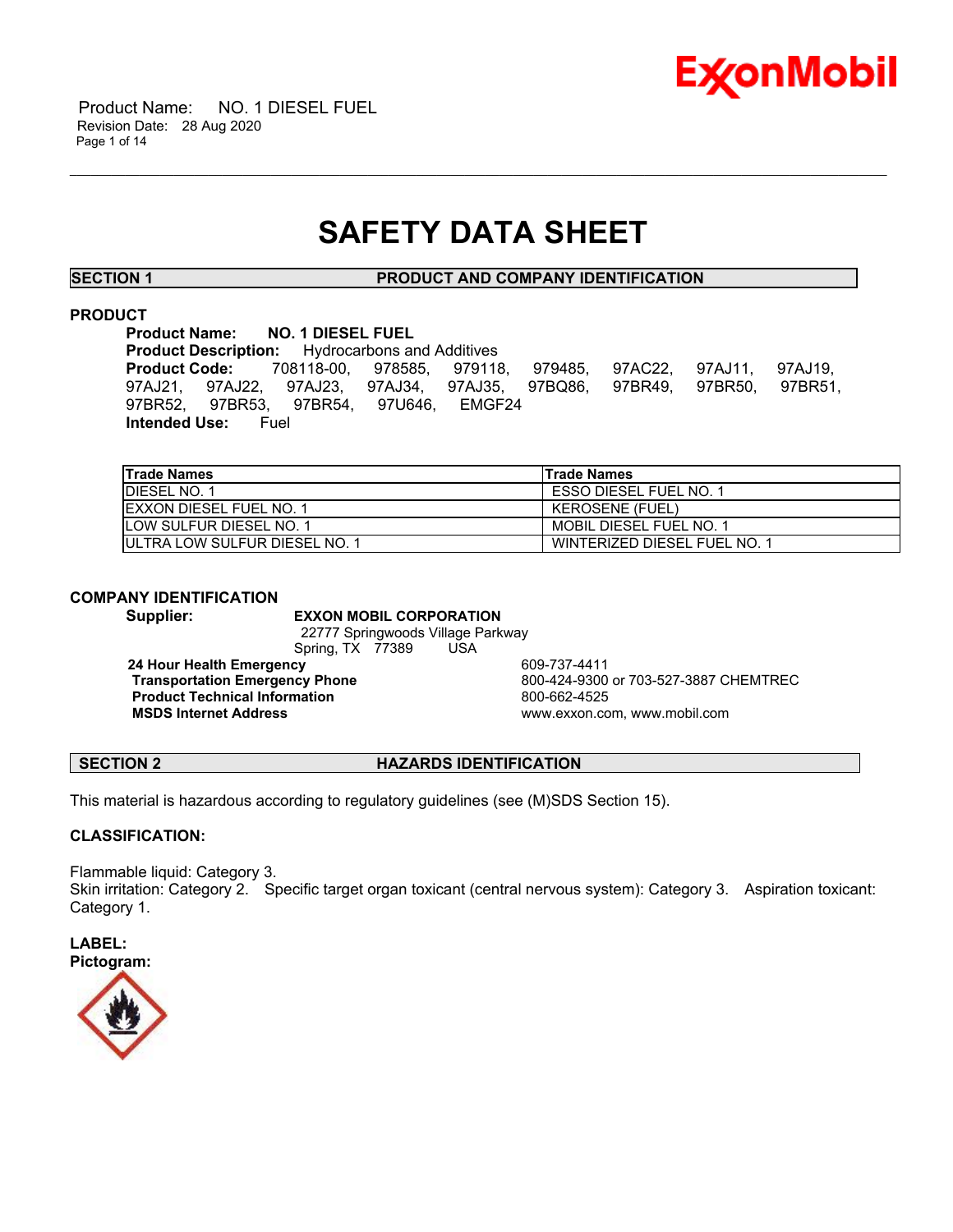# SAFETY DATA SHEET

## SECTION 1 PRODUCT AND COMPANY IDENTIFICATION

### PRODUCT

**Product Name:** **NO. 1 DIESEL FUEL**
**Product Description:** Hydrocarbons and Additives
**Product Code:** 708118-00, 978585, 979118, 979485, 97AC22, 97AJ11, 97AJ19, 97AJ21, 97AJ22, 97AJ23, 97AJ34, 97AJ35, 97BQ86, 97BR49, 97BR50, 97BR51, 97BR52, 97BR53, 97BR54, 97U646, EMGF24
**Intended Use:** Fuel

| Trade Names | Trade Names |
| --- | --- |
| DIESEL NO. 1 | ESSO DIESEL FUEL NO. 1 |
| EXXON DIESEL FUEL NO. 1 | KEROSENE (FUEL) |
| LOW SULFUR DIESEL NO. 1 | MOBIL DIESEL FUEL NO. 1 |
| ULTRA LOW SULFUR DIESEL NO. 1 | WINTERIZED DIESEL FUEL NO. 1 |

### COMPANY IDENTIFICATION

**Supplier:** **EXXON MOBIL CORPORATION**
22777 Springwoods Village Parkway
Spring, TX 77389 USA

| | |
| --- | --- |
| **24 Hour Health Emergency** | 609-737-4411 |
| **Transportation Emergency Phone** | 800-424-9300 or 703-527-3887 CHEMTREC |
| **Product Technical Information** | 800-662-4525 |
| **MSDS Internet Address** | www.exxon.com, www.mobil.com |

## SECTION 2 HAZARDS IDENTIFICATION

This material is hazardous according to regulatory guidelines (see (M)SDS Section 15).

### CLASSIFICATION:

Flammable liquid: Category 3.
Skin irritation: Category 2. Specific target organ toxicant (central nervous system): Category 3. Aspiration toxicant: Category 1.

### LABEL:

**Pictogram:**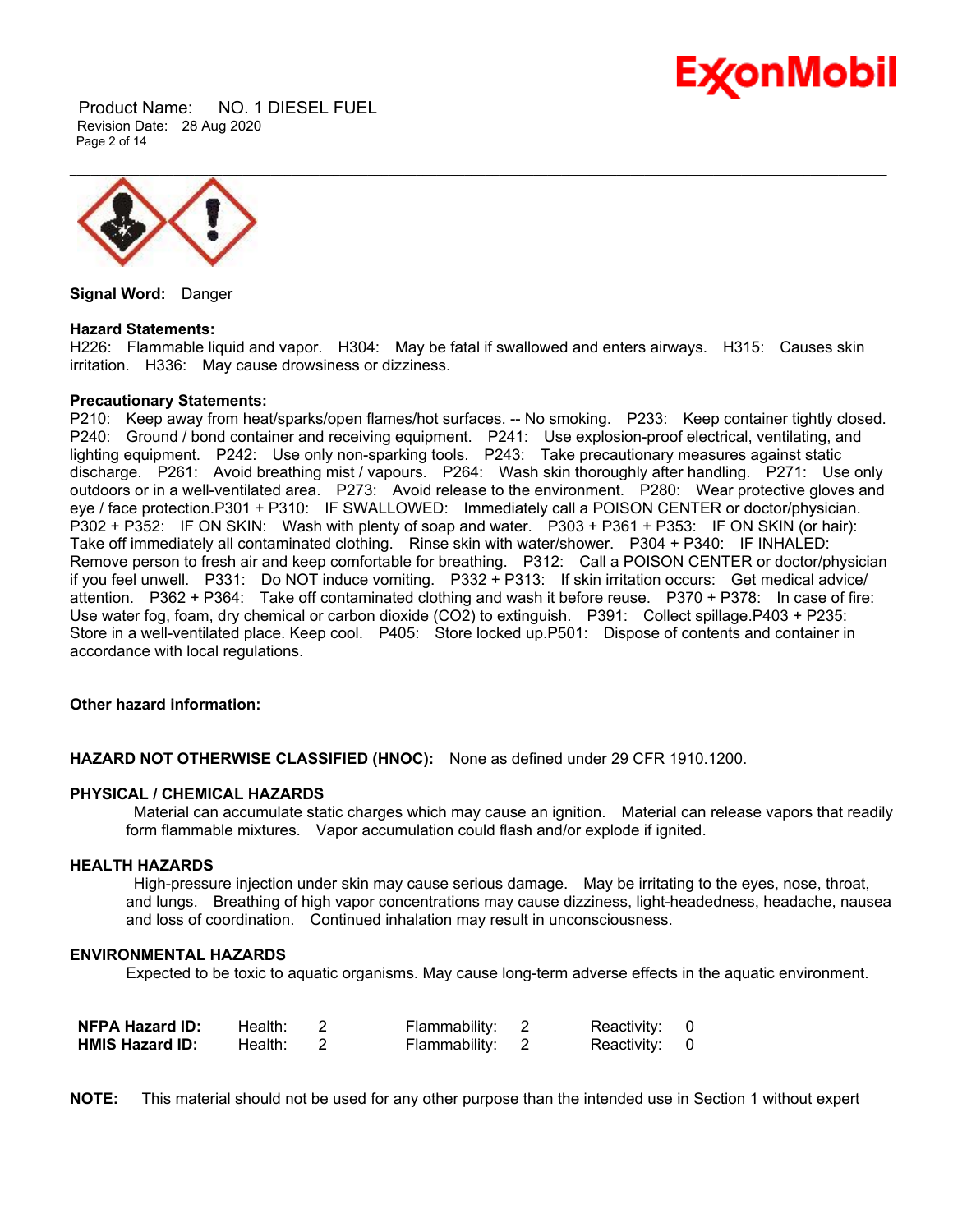**Signal Word:** Danger

**Hazard Statements:**
H226: Flammable liquid and vapor. H304: May be fatal if swallowed and enters airways. H315: Causes skin irritation. H336: May cause drowsiness or dizziness.

**Precautionary Statements:**
P210: Keep away from heat/sparks/open flames/hot surfaces. -- No smoking. P233: Keep container tightly closed. P240: Ground / bond container and receiving equipment. P241: Use explosion-proof electrical, ventilating, and lighting equipment. P242: Use only non-sparking tools. P243: Take precautionary measures against static discharge. P261: Avoid breathing mist / vapours. P264: Wash skin thoroughly after handling. P271: Use only outdoors or in a well-ventilated area. P273: Avoid release to the environment. P280: Wear protective gloves and eye / face protection.P301 + P310: IF SWALLOWED: Immediately call a POISON CENTER or doctor/physician. P302 + P352: IF ON SKIN: Wash with plenty of soap and water. P303 + P361 + P353: IF ON SKIN (or hair): Take off immediately all contaminated clothing. Rinse skin with water/shower. P304 + P340: IF INHALED: Remove person to fresh air and keep comfortable for breathing. P312: Call a POISON CENTER or doctor/physician if you feel unwell. P331: Do NOT induce vomiting. P332 + P313: If skin irritation occurs: Get medical advice/ attention. P362 + P364: Take off contaminated clothing and wash it before reuse. P370 + P378: In case of fire: Use water fog, foam, dry chemical or carbon dioxide (CO2) to extinguish. P391: Collect spillage.P403 + P235: Store in a well-ventilated place. Keep cool. P405: Store locked up.P501: Dispose of contents and container in accordance with local regulations.

**Other hazard information:**

**HAZARD NOT OTHERWISE CLASSIFIED (HNOC):** None as defined under 29 CFR 1910.1200.

**PHYSICAL / CHEMICAL HAZARDS**

Material can accumulate static charges which may cause an ignition. Material can release vapors that readily form flammable mixtures. Vapor accumulation could flash and/or explode if ignited.

**HEALTH HAZARDS**

High-pressure injection under skin may cause serious damage. May be irritating to the eyes, nose, throat, and lungs. Breathing of high vapor concentrations may cause dizziness, light-headedness, headache, nausea and loss of coordination. Continued inhalation may result in unconsciousness.

**ENVIRONMENTAL HAZARDS**

Expected to be toxic to aquatic organisms. May cause long-term adverse effects in the aquatic environment.

| | | | | | | |
|---|---|---|---|---|---|---|
| **NFPA Hazard ID:** | Health: | 2 | Flammability: | 2 | Reactivity: | 0 |
| **HMIS Hazard ID:** | Health: | 2 | Flammability: | 2 | Reactivity: | 0 |

**NOTE:** This material should not be used for any other purpose than the intended use in Section 1 without expert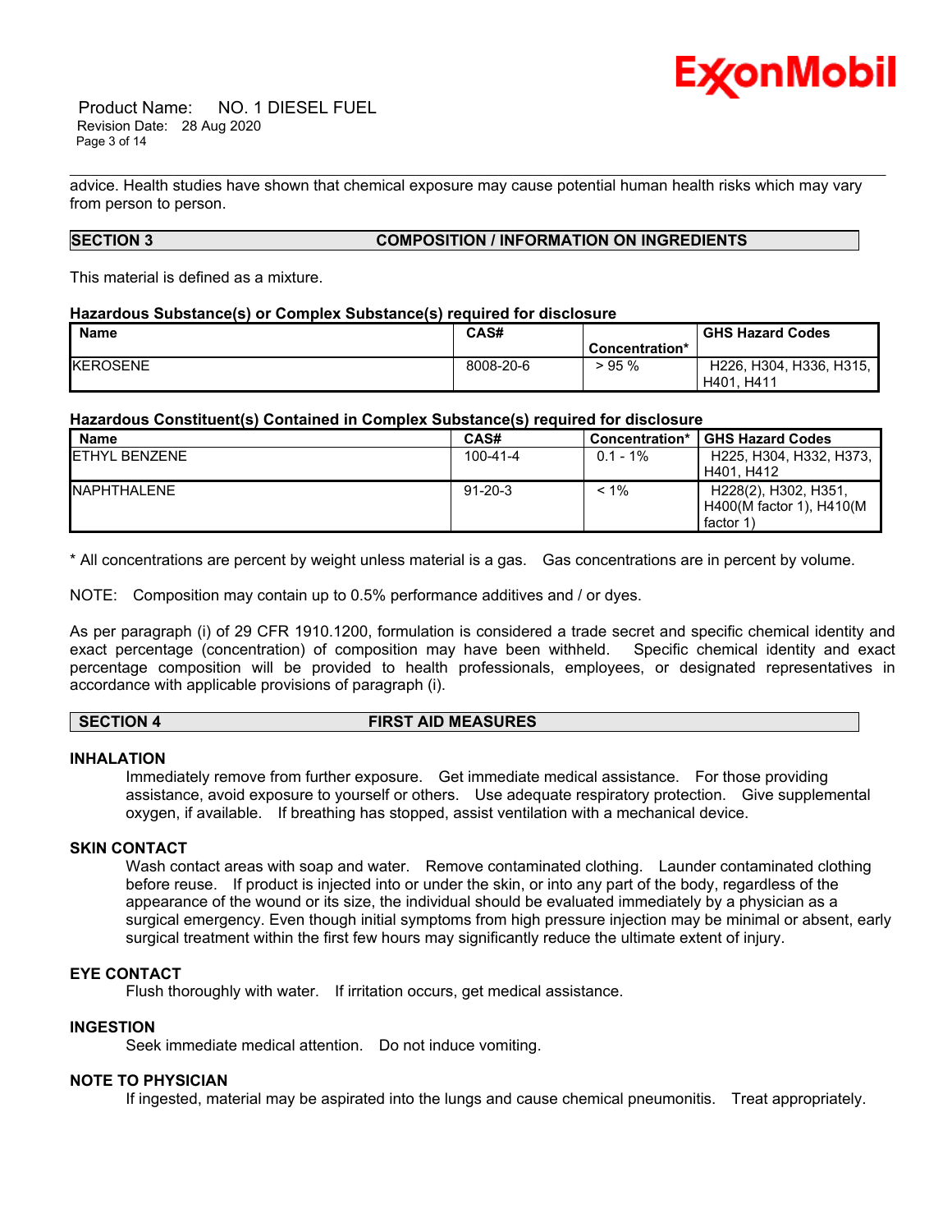advice. Health studies have shown that chemical exposure may cause potential human health risks which may vary from person to person.

## SECTION 3 COMPOSITION / INFORMATION ON INGREDIENTS

This material is defined as a mixture.

**Hazardous Substance(s) or Complex Substance(s) required for disclosure**

| Name | CAS# | Concentration* | GHS Hazard Codes |
|---|---|---|---|
| KEROSENE | 8008-20-6 | > 95 % | H226, H304, H336, H315, H401, H411 |

**Hazardous Constituent(s) Contained in Complex Substance(s) required for disclosure**

| Name | CAS# | Concentration* | GHS Hazard Codes |
|---|---|---|---|
| ETHYL BENZENE | 100-41-4 | 0.1 - 1% | H225, H304, H332, H373, H401, H412 |
| NAPHTHALENE | 91-20-3 | < 1% | H228(2), H302, H351, H400(M factor 1), H410(M factor 1) |

* All concentrations are percent by weight unless material is a gas. Gas concentrations are in percent by volume.

NOTE: Composition may contain up to 0.5% performance additives and / or dyes.

As per paragraph (i) of 29 CFR 1910.1200, formulation is considered a trade secret and specific chemical identity and exact percentage (concentration) of composition may have been withheld. Specific chemical identity and exact percentage composition will be provided to health professionals, employees, or designated representatives in accordance with applicable provisions of paragraph (i).

## SECTION 4 FIRST AID MEASURES

### INHALATION

Immediately remove from further exposure. Get immediate medical assistance. For those providing assistance, avoid exposure to yourself or others. Use adequate respiratory protection. Give supplemental oxygen, if available. If breathing has stopped, assist ventilation with a mechanical device.

### SKIN CONTACT

Wash contact areas with soap and water. Remove contaminated clothing. Launder contaminated clothing before reuse. If product is injected into or under the skin, or into any part of the body, regardless of the appearance of the wound or its size, the individual should be evaluated immediately by a physician as a surgical emergency. Even though initial symptoms from high pressure injection may be minimal or absent, early surgical treatment within the first few hours may significantly reduce the ultimate extent of injury.

### EYE CONTACT

Flush thoroughly with water. If irritation occurs, get medical assistance.

### INGESTION

Seek immediate medical attention. Do not induce vomiting.

### NOTE TO PHYSICIAN

If ingested, material may be aspirated into the lungs and cause chemical pneumonitis. Treat appropriately.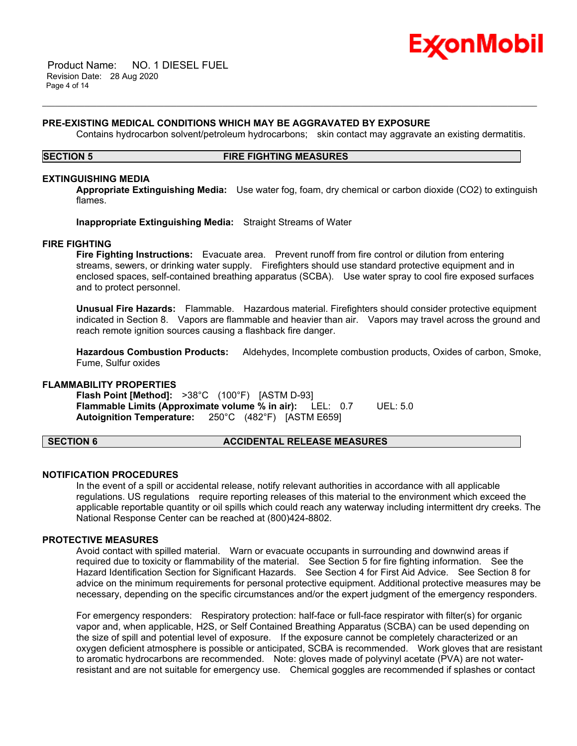### PRE-EXISTING MEDICAL CONDITIONS WHICH MAY BE AGGRAVATED BY EXPOSURE

Contains hydrocarbon solvent/petroleum hydrocarbons; skin contact may aggravate an existing dermatitis.

## SECTION 5 FIRE FIGHTING MEASURES

### EXTINGUISHING MEDIA

**Appropriate Extinguishing Media:** Use water fog, foam, dry chemical or carbon dioxide ($CO_2$) to extinguish flames.

**Inappropriate Extinguishing Media:** Straight Streams of Water

### FIRE FIGHTING

**Fire Fighting Instructions:** Evacuate area. Prevent runoff from fire control or dilution from entering streams, sewers, or drinking water supply. Firefighters should use standard protective equipment and in enclosed spaces, self-contained breathing apparatus (SCBA). Use water spray to cool fire exposed surfaces and to protect personnel.

**Unusual Fire Hazards:** Flammable. Hazardous material. Firefighters should consider protective equipment indicated in Section 8. Vapors are flammable and heavier than air. Vapors may travel across the ground and reach remote ignition sources causing a flashback fire danger.

**Hazardous Combustion Products:** Aldehydes, Incomplete combustion products, Oxides of carbon, Smoke, Fume, Sulfur oxides

### FLAMMABILITY PROPERTIES

**Flash Point [Method]:** >38°C (100°F) [ASTM D-93]
**Flammable Limits (Approximate volume % in air):** LEL: 0.7 UEL: 5.0
**Autoignition Temperature:** 250°C (482°F) [ASTM E659]

## SECTION 6 ACCIDENTAL RELEASE MEASURES

### NOTIFICATION PROCEDURES

In the event of a spill or accidental release, notify relevant authorities in accordance with all applicable regulations. US regulations require reporting releases of this material to the environment which exceed the applicable reportable quantity or oil spills which could reach any waterway including intermittent dry creeks. The National Response Center can be reached at (800)424-8802.

### PROTECTIVE MEASURES

Avoid contact with spilled material. Warn or evacuate occupants in surrounding and downwind areas if required due to toxicity or flammability of the material. See Section 5 for fire fighting information. See the Hazard Identification Section for Significant Hazards. See Section 4 for First Aid Advice. See Section 8 for advice on the minimum requirements for personal protective equipment. Additional protective measures may be necessary, depending on the specific circumstances and/or the expert judgment of the emergency responders.

For emergency responders: Respiratory protection: half-face or full-face respirator with filter(s) for organic vapor and, when applicable, $H_2S$, or Self Contained Breathing Apparatus (SCBA) can be used depending on the size of spill and potential level of exposure. If the exposure cannot be completely characterized or an oxygen deficient atmosphere is possible or anticipated, SCBA is recommended. Work gloves that are resistant to aromatic hydrocarbons are recommended. Note: gloves made of polyvinyl acetate (PVA) are not water-resistant and are not suitable for emergency use. Chemical goggles are recommended if splashes or contact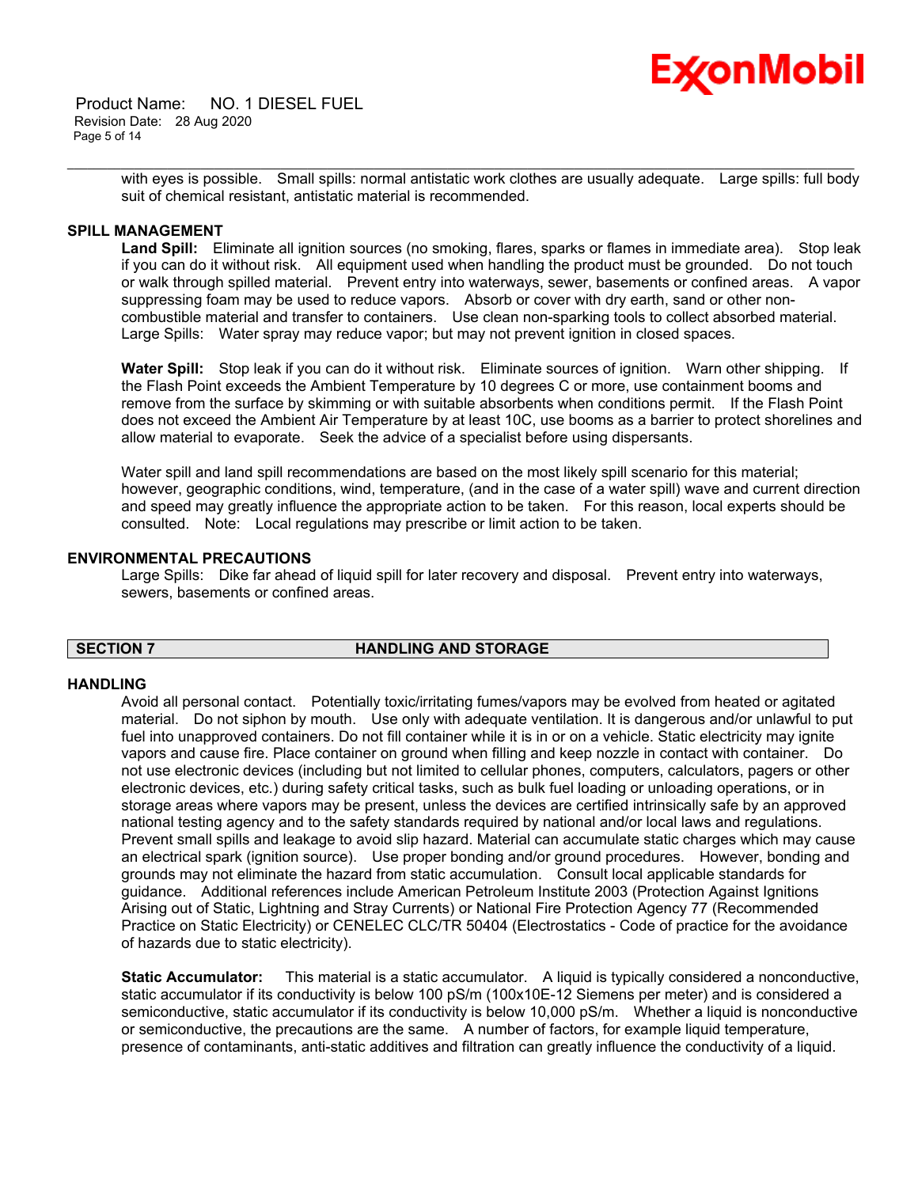with eyes is possible. Small spills: normal antistatic work clothes are usually adequate. Large spills: full body suit of chemical resistant, antistatic material is recommended.

### SPILL MANAGEMENT

**Land Spill:** Eliminate all ignition sources (no smoking, flares, sparks or flames in immediate area). Stop leak if you can do it without risk. All equipment used when handling the product must be grounded. Do not touch or walk through spilled material. Prevent entry into waterways, sewer, basements or confined areas. A vapor suppressing foam may be used to reduce vapors. Absorb or cover with dry earth, sand or other non-combustible material and transfer to containers. Use clean non-sparking tools to collect absorbed material. Large Spills: Water spray may reduce vapor; but may not prevent ignition in closed spaces.

**Water Spill:** Stop leak if you can do it without risk. Eliminate sources of ignition. Warn other shipping. If the Flash Point exceeds the Ambient Temperature by 10 degrees C or more, use containment booms and remove from the surface by skimming or with suitable absorbents when conditions permit. If the Flash Point does not exceed the Ambient Air Temperature by at least 10C, use booms as a barrier to protect shorelines and allow material to evaporate. Seek the advice of a specialist before using dispersants.

Water spill and land spill recommendations are based on the most likely spill scenario for this material; however, geographic conditions, wind, temperature, (and in the case of a water spill) wave and current direction and speed may greatly influence the appropriate action to be taken. For this reason, local experts should be consulted. Note: Local regulations may prescribe or limit action to be taken.

### ENVIRONMENTAL PRECAUTIONS

Large Spills: Dike far ahead of liquid spill for later recovery and disposal. Prevent entry into waterways, sewers, basements or confined areas.

## SECTION 7 HANDLING AND STORAGE

### HANDLING

Avoid all personal contact. Potentially toxic/irritating fumes/vapors may be evolved from heated or agitated material. Do not siphon by mouth. Use only with adequate ventilation. It is dangerous and/or unlawful to put fuel into unapproved containers. Do not fill container while it is in or on a vehicle. Static electricity may ignite vapors and cause fire. Place container on ground when filling and keep nozzle in contact with container. Do not use electronic devices (including but not limited to cellular phones, computers, calculators, pagers or other electronic devices, etc.) during safety critical tasks, such as bulk fuel loading or unloading operations, or in storage areas where vapors may be present, unless the devices are certified intrinsically safe by an approved national testing agency and to the safety standards required by national and/or local laws and regulations. Prevent small spills and leakage to avoid slip hazard. Material can accumulate static charges which may cause an electrical spark (ignition source). Use proper bonding and/or ground procedures. However, bonding and grounds may not eliminate the hazard from static accumulation. Consult local applicable standards for guidance. Additional references include American Petroleum Institute 2003 (Protection Against Ignitions Arising out of Static, Lightning and Stray Currents) or National Fire Protection Agency 77 (Recommended Practice on Static Electricity) or CENELEC CLC/TR 50404 (Electrostatics - Code of practice for the avoidance of hazards due to static electricity).

**Static Accumulator:** This material is a static accumulator. A liquid is typically considered a nonconductive, static accumulator if its conductivity is below 100 pS/m (100x10E-12 Siemens per meter) and is considered a semiconductive, static accumulator if its conductivity is below 10,000 pS/m. Whether a liquid is nonconductive or semiconductive, the precautions are the same. A number of factors, for example liquid temperature, presence of contaminants, anti-static additives and filtration can greatly influence the conductivity of a liquid.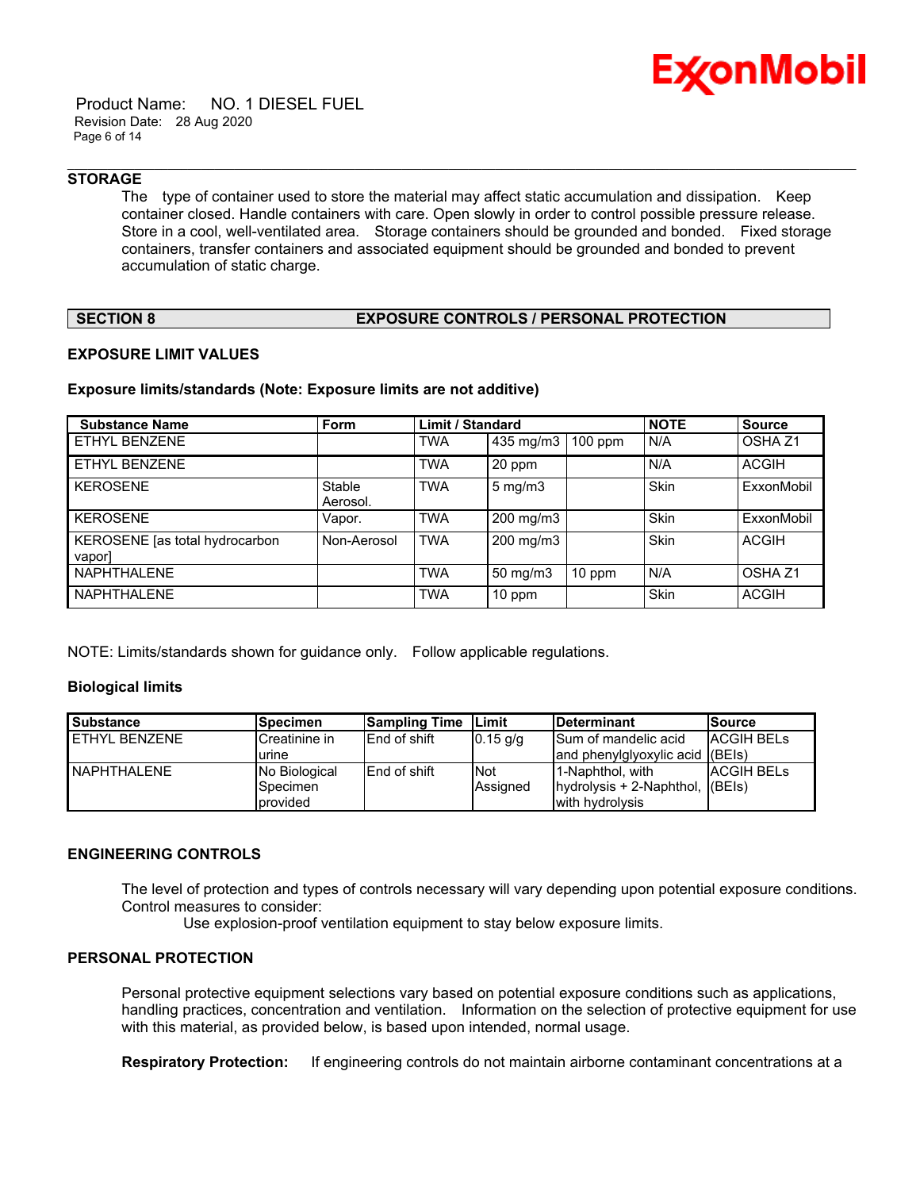### STORAGE

The type of container used to store the material may affect static accumulation and dissipation. Keep container closed. Handle containers with care. Open slowly in order to control possible pressure release. Store in a cool, well-ventilated area. Storage containers should be grounded and bonded. Fixed storage containers, transfer containers and associated equipment should be grounded and bonded to prevent accumulation of static charge.

## SECTION 8 EXPOSURE CONTROLS / PERSONAL PROTECTION

### EXPOSURE LIMIT VALUES

**Exposure limits/standards (Note: Exposure limits are not additive)**

| Substance Name | Form | Limit / Standard | | | NOTE | Source |
|---|---|---|---|---|---|---|
| ETHYL BENZENE | | TWA | 435 mg/m3 | 100 ppm | N/A | OSHA Z1 |
| ETHYL BENZENE | | TWA | 20 ppm | | N/A | ACGIH |
| KEROSENE | Stable Aerosol. | TWA | 5 mg/m3 | | Skin | ExxonMobil |
| KEROSENE | Vapor. | TWA | 200 mg/m3 | | Skin | ExxonMobil |
| KEROSENE [as total hydrocarbon vapor] | Non-Aerosol | TWA | 200 mg/m3 | | Skin | ACGIH |
| NAPHTHALENE | | TWA | 50 mg/m3 | 10 ppm | N/A | OSHA Z1 |
| NAPHTHALENE | | TWA | 10 ppm | | Skin | ACGIH |

NOTE: Limits/standards shown for guidance only. Follow applicable regulations.

**Biological limits**

| Substance | Specimen | Sampling Time | Limit | Determinant | Source |
|---|---|---|---|---|---|
| ETHYL BENZENE | Creatinine in urine | End of shift | 0.15 g/g | Sum of mandelic acid and phenylglyoxylic acid | ACGIH BELs (BEIs) |
| NAPHTHALENE | No Biological Specimen provided | End of shift | Not Assigned | 1-Naphthol, with hydrolysis + 2-Naphthol, with hydrolysis | ACGIH BELs (BEIs) |

### ENGINEERING CONTROLS

The level of protection and types of controls necessary will vary depending upon potential exposure conditions. Control measures to consider:

Use explosion-proof ventilation equipment to stay below exposure limits.

### PERSONAL PROTECTION

Personal protective equipment selections vary based on potential exposure conditions such as applications, handling practices, concentration and ventilation. Information on the selection of protective equipment for use with this material, as provided below, is based upon intended, normal usage.

**Respiratory Protection:** If engineering controls do not maintain airborne contaminant concentrations at a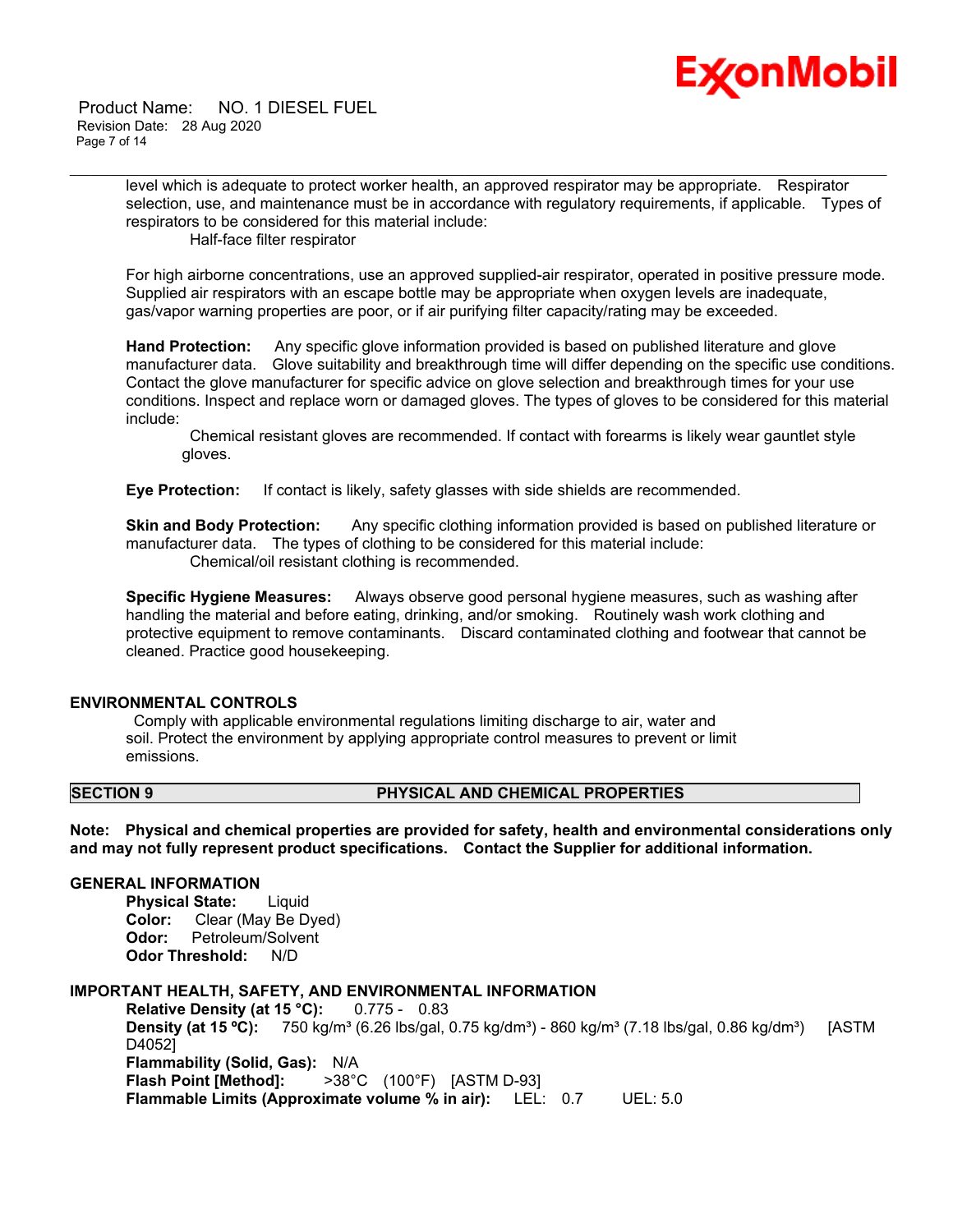level which is adequate to protect worker health, an approved respirator may be appropriate. Respirator selection, use, and maintenance must be in accordance with regulatory requirements, if applicable. Types of respirators to be considered for this material include:

Half-face filter respirator

For high airborne concentrations, use an approved supplied-air respirator, operated in positive pressure mode. Supplied air respirators with an escape bottle may be appropriate when oxygen levels are inadequate, gas/vapor warning properties are poor, or if air purifying filter capacity/rating may be exceeded.

**Hand Protection:** Any specific glove information provided is based on published literature and glove manufacturer data. Glove suitability and breakthrough time will differ depending on the specific use conditions. Contact the glove manufacturer for specific advice on glove selection and breakthrough times for your use conditions. Inspect and replace worn or damaged gloves. The types of gloves to be considered for this material include:

Chemical resistant gloves are recommended. If contact with forearms is likely wear gauntlet style gloves.

**Eye Protection:** If contact is likely, safety glasses with side shields are recommended.

**Skin and Body Protection:** Any specific clothing information provided is based on published literature or manufacturer data. The types of clothing to be considered for this material include:

Chemical/oil resistant clothing is recommended.

**Specific Hygiene Measures:** Always observe good personal hygiene measures, such as washing after handling the material and before eating, drinking, and/or smoking. Routinely wash work clothing and protective equipment to remove contaminants. Discard contaminated clothing and footwear that cannot be cleaned. Practice good housekeeping.

### ENVIRONMENTAL CONTROLS

Comply with applicable environmental regulations limiting discharge to air, water and soil. Protect the environment by applying appropriate control measures to prevent or limit emissions.

## SECTION 9 PHYSICAL AND CHEMICAL PROPERTIES

**Note: Physical and chemical properties are provided for safety, health and environmental considerations only and may not fully represent product specifications. Contact the Supplier for additional information.**

### GENERAL INFORMATION

**Physical State:** Liquid
**Color:** Clear (May Be Dyed)
**Odor:** Petroleum/Solvent
**Odor Threshold:** N/D

### IMPORTANT HEALTH, SAFETY, AND ENVIRONMENTAL INFORMATION

**Relative Density (at 15 °C):** 0.775 - 0.83
**Density (at 15 ºC):** 750 kg/m³ (6.26 lbs/gal, 0.75 kg/dm³) - 860 kg/m³ (7.18 lbs/gal, 0.86 kg/dm³) [ASTM D4052]
**Flammability (Solid, Gas):** N/A
**Flash Point [Method]:** >38°C (100°F) [ASTM D-93]
**Flammable Limits (Approximate volume % in air):** LEL: 0.7 UEL: 5.0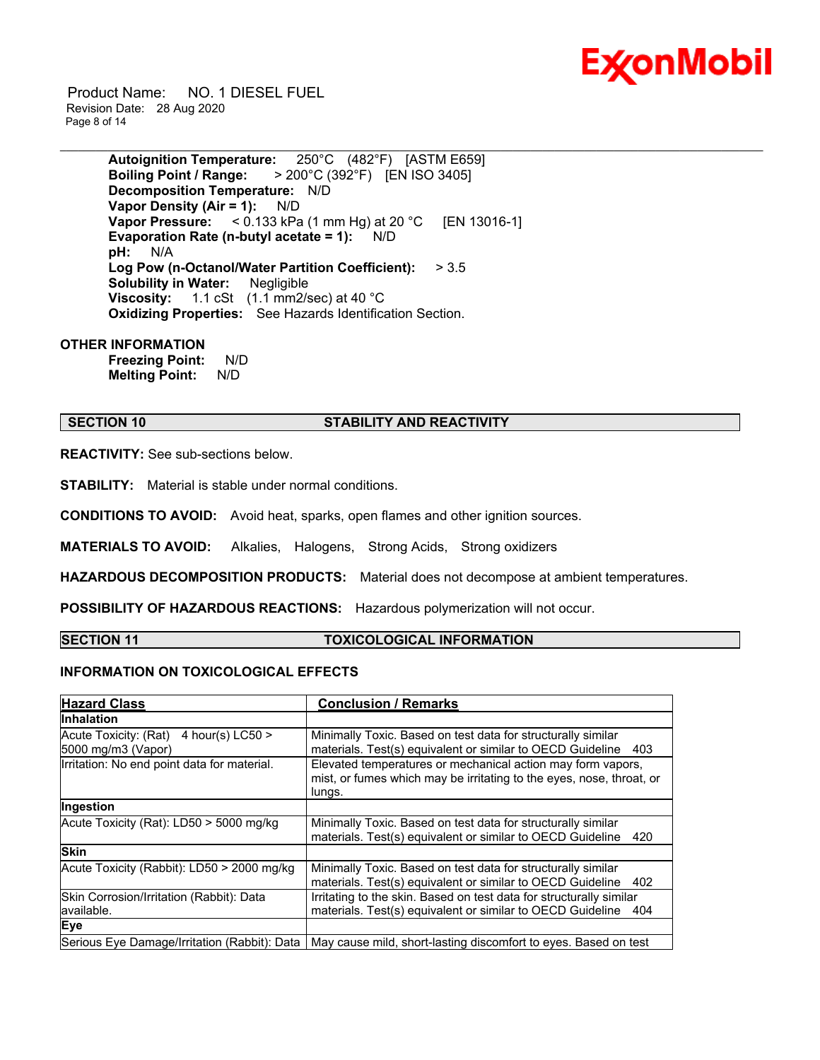**Autoignition Temperature:** 250°C (482°F) [ASTM E659]
**Boiling Point / Range:** > 200°C (392°F) [EN ISO 3405]
**Decomposition Temperature:** N/D
**Vapor Density (Air = 1):** N/D
**Vapor Pressure:** < 0.133 kPa (1 mm Hg) at 20 °C [EN 13016-1]
**Evaporation Rate (n-butyl acetate = 1):** N/D
**pH:** N/A
**Log Pow (n-Octanol/Water Partition Coefficient):** > 3.5
**Solubility in Water:** Negligible
**Viscosity:** 1.1 cSt (1.1 mm2/sec) at 40 °C
**Oxidizing Properties:** See Hazards Identification Section.

**OTHER INFORMATION**

**Freezing Point:** N/D
**Melting Point:** N/D

## SECTION 10 STABILITY AND REACTIVITY

**REACTIVITY:** See sub-sections below.

**STABILITY:** Material is stable under normal conditions.

**CONDITIONS TO AVOID:** Avoid heat, sparks, open flames and other ignition sources.

**MATERIALS TO AVOID:** Alkalies, Halogens, Strong Acids, Strong oxidizers

**HAZARDOUS DECOMPOSITION PRODUCTS:** Material does not decompose at ambient temperatures.

**POSSIBILITY OF HAZARDOUS REACTIONS:** Hazardous polymerization will not occur.

## SECTION 11 TOXICOLOGICAL INFORMATION

**INFORMATION ON TOXICOLOGICAL EFFECTS**

| Hazard Class | Conclusion / Remarks |
|---|---|
| **Inhalation** | |
| Acute Toxicity: (Rat) 4 hour(s) LC50 > 5000 mg/m3 (Vapor) | Minimally Toxic. Based on test data for structurally similar materials. Test(s) equivalent or similar to OECD Guideline 403 |
| Irritation: No end point data for material. | Elevated temperatures or mechanical action may form vapors, mist, or fumes which may be irritating to the eyes, nose, throat, or lungs. |
| **Ingestion** | |
| Acute Toxicity (Rat): LD50 > 5000 mg/kg | Minimally Toxic. Based on test data for structurally similar materials. Test(s) equivalent or similar to OECD Guideline 420 |
| **Skin** | |
| Acute Toxicity (Rabbit): LD50 > 2000 mg/kg | Minimally Toxic. Based on test data for structurally similar materials. Test(s) equivalent or similar to OECD Guideline 402 |
| Skin Corrosion/Irritation (Rabbit): Data available. | Irritating to the skin. Based on test data for structurally similar materials. Test(s) equivalent or similar to OECD Guideline 404 |
| **Eye** | |
| Serious Eye Damage/Irritation (Rabbit): Data | May cause mild, short-lasting discomfort to eyes. Based on test |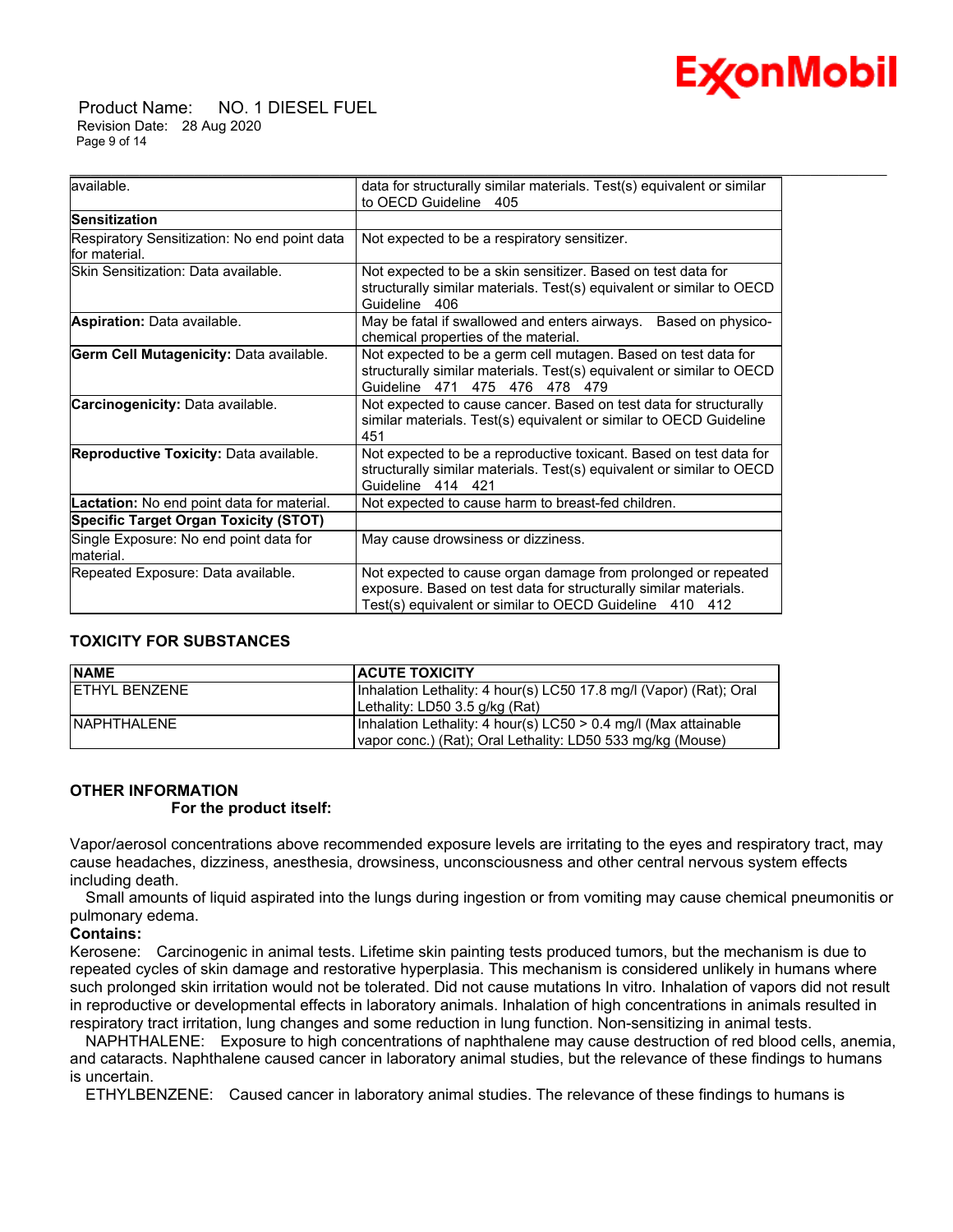| | |
|---|---|
| available. | data for structurally similar materials. Test(s) equivalent or similar to OECD Guideline 405 |
| **Sensitization** | |
| Respiratory Sensitization: No end point data for material. | Not expected to be a respiratory sensitizer. |
| Skin Sensitization: Data available. | Not expected to be a skin sensitizer. Based on test data for structurally similar materials. Test(s) equivalent or similar to OECD Guideline 406 |
| **Aspiration:** Data available. | May be fatal if swallowed and enters airways. Based on physico-chemical properties of the material. |
| **Germ Cell Mutagenicity:** Data available. | Not expected to be a germ cell mutagen. Based on test data for structurally similar materials. Test(s) equivalent or similar to OECD Guideline 471 475 476 478 479 |
| **Carcinogenicity:** Data available. | Not expected to cause cancer. Based on test data for structurally similar materials. Test(s) equivalent or similar to OECD Guideline 451 |
| **Reproductive Toxicity:** Data available. | Not expected to be a reproductive toxicant. Based on test data for structurally similar materials. Test(s) equivalent or similar to OECD Guideline 414 421 |
| **Lactation:** No end point data for material. | Not expected to cause harm to breast-fed children. |
| **Specific Target Organ Toxicity (STOT)** | |
| Single Exposure: No end point data for material. | May cause drowsiness or dizziness. |
| Repeated Exposure: Data available. | Not expected to cause organ damage from prolonged or repeated exposure. Based on test data for structurally similar materials. Test(s) equivalent or similar to OECD Guideline 410 412 |

### TOXICITY FOR SUBSTANCES

| NAME | ACUTE TOXICITY |
|---|---|
| ETHYL BENZENE | Inhalation Lethality: 4 hour(s) LC50 17.8 mg/l (Vapor) (Rat); Oral Lethality: LD50 3.5 g/kg (Rat) |
| NAPHTHALENE | Inhalation Lethality: 4 hour(s) LC50 > 0.4 mg/l (Max attainable vapor conc.) (Rat); Oral Lethality: LD50 533 mg/kg (Mouse) |

### OTHER INFORMATION

**For the product itself:**

Vapor/aerosol concentrations above recommended exposure levels are irritating to the eyes and respiratory tract, may cause headaches, dizziness, anesthesia, drowsiness, unconsciousness and other central nervous system effects including death.

Small amounts of liquid aspirated into the lungs during ingestion or from vomiting may cause chemical pneumonitis or pulmonary edema.

**Contains:**

Kerosene: Carcinogenic in animal tests. Lifetime skin painting tests produced tumors, but the mechanism is due to repeated cycles of skin damage and restorative hyperplasia. This mechanism is considered unlikely in humans where such prolonged skin irritation would not be tolerated. Did not cause mutations In vitro. Inhalation of vapors did not result in reproductive or developmental effects in laboratory animals. Inhalation of high concentrations in animals resulted in respiratory tract irritation, lung changes and some reduction in lung function. Non-sensitizing in animal tests.

NAPHTHALENE: Exposure to high concentrations of naphthalene may cause destruction of red blood cells, anemia, and cataracts. Naphthalene caused cancer in laboratory animal studies, but the relevance of these findings to humans is uncertain.

ETHYLBENZENE: Caused cancer in laboratory animal studies. The relevance of these findings to humans is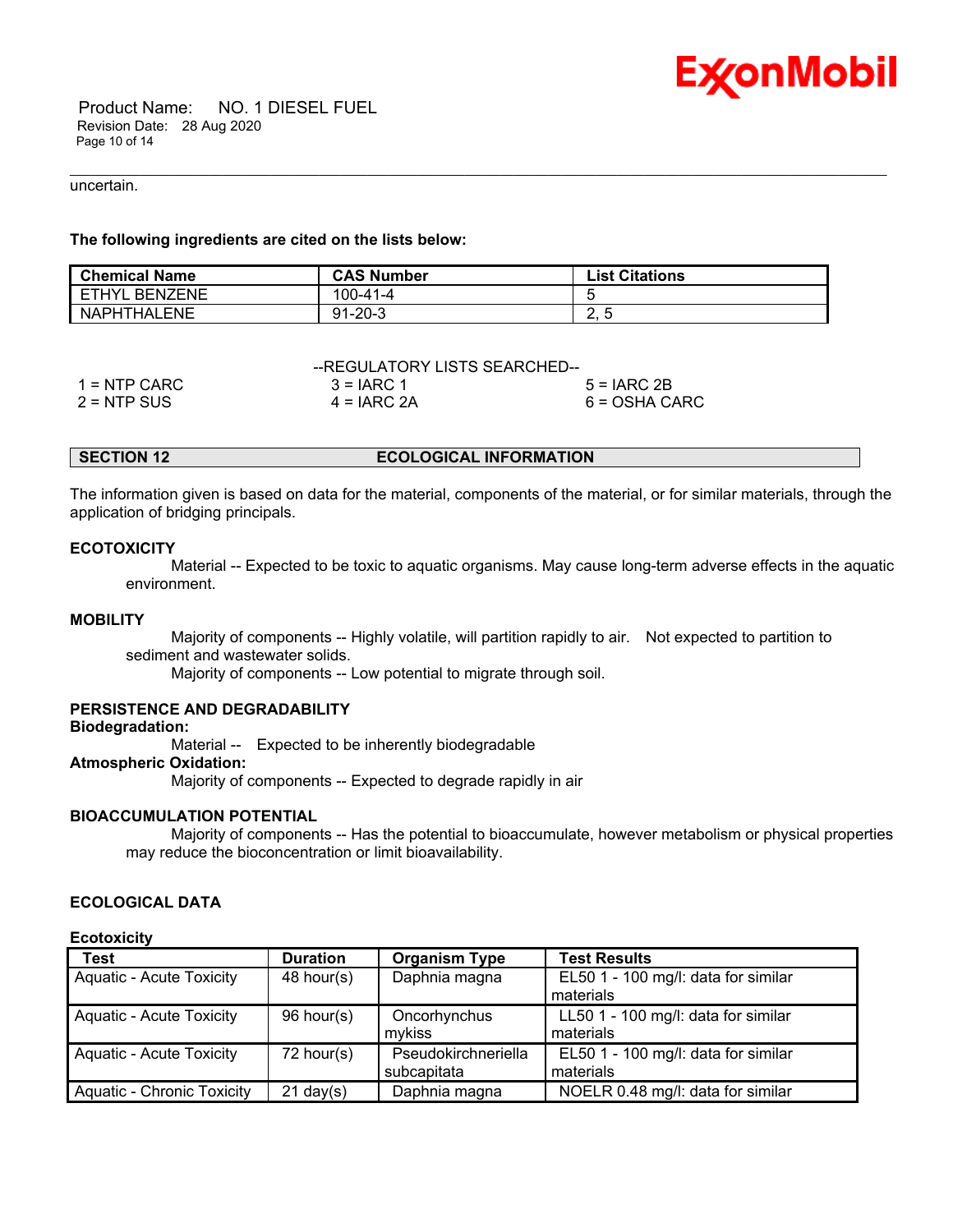uncertain.

**The following ingredients are cited on the lists below:**

| Chemical Name | CAS Number | List Citations |
| --- | --- | --- |
| ETHYL BENZENE | 100-41-4 | 5 |
| NAPHTHALENE | 91-20-3 | 2, 5 |

--REGULATORY LISTS SEARCHED--

| | | |
| --- | --- | --- |
| 1 = NTP CARC | 3 = IARC 1 | 5 = IARC 2B |
| 2 = NTP SUS | 4 = IARC 2A | 6 = OSHA CARC |

## SECTION 12 ECOLOGICAL INFORMATION

The information given is based on data for the material, components of the material, or for similar materials, through the application of bridging principals.

**ECOTOXICITY**

Material -- Expected to be toxic to aquatic organisms. May cause long-term adverse effects in the aquatic environment.

**MOBILITY**

Majority of components -- Highly volatile, will partition rapidly to air. Not expected to partition to sediment and wastewater solids.

Majority of components -- Low potential to migrate through soil.

**PERSISTENCE AND DEGRADABILITY**

**Biodegradation:**

Material -- Expected to be inherently biodegradable

**Atmospheric Oxidation:**

Majority of components -- Expected to degrade rapidly in air

**BIOACCUMULATION POTENTIAL**

Majority of components -- Has the potential to bioaccumulate, however metabolism or physical properties may reduce the bioconcentration or limit bioavailability.

**ECOLOGICAL DATA**

**Ecotoxicity**

| Test | Duration | Organism Type | Test Results |
| --- | --- | --- | --- |
| Aquatic - Acute Toxicity | 48 hour(s) | Daphnia magna | EL50 1 - 100 mg/l: data for similar materials |
| Aquatic - Acute Toxicity | 96 hour(s) | Oncorhynchus mykiss | LL50 1 - 100 mg/l: data for similar materials |
| Aquatic - Acute Toxicity | 72 hour(s) | Pseudokirchneriella subcapitata | EL50 1 - 100 mg/l: data for similar materials |
| Aquatic - Chronic Toxicity | 21 day(s) | Daphnia magna | NOELR 0.48 mg/l: data for similar |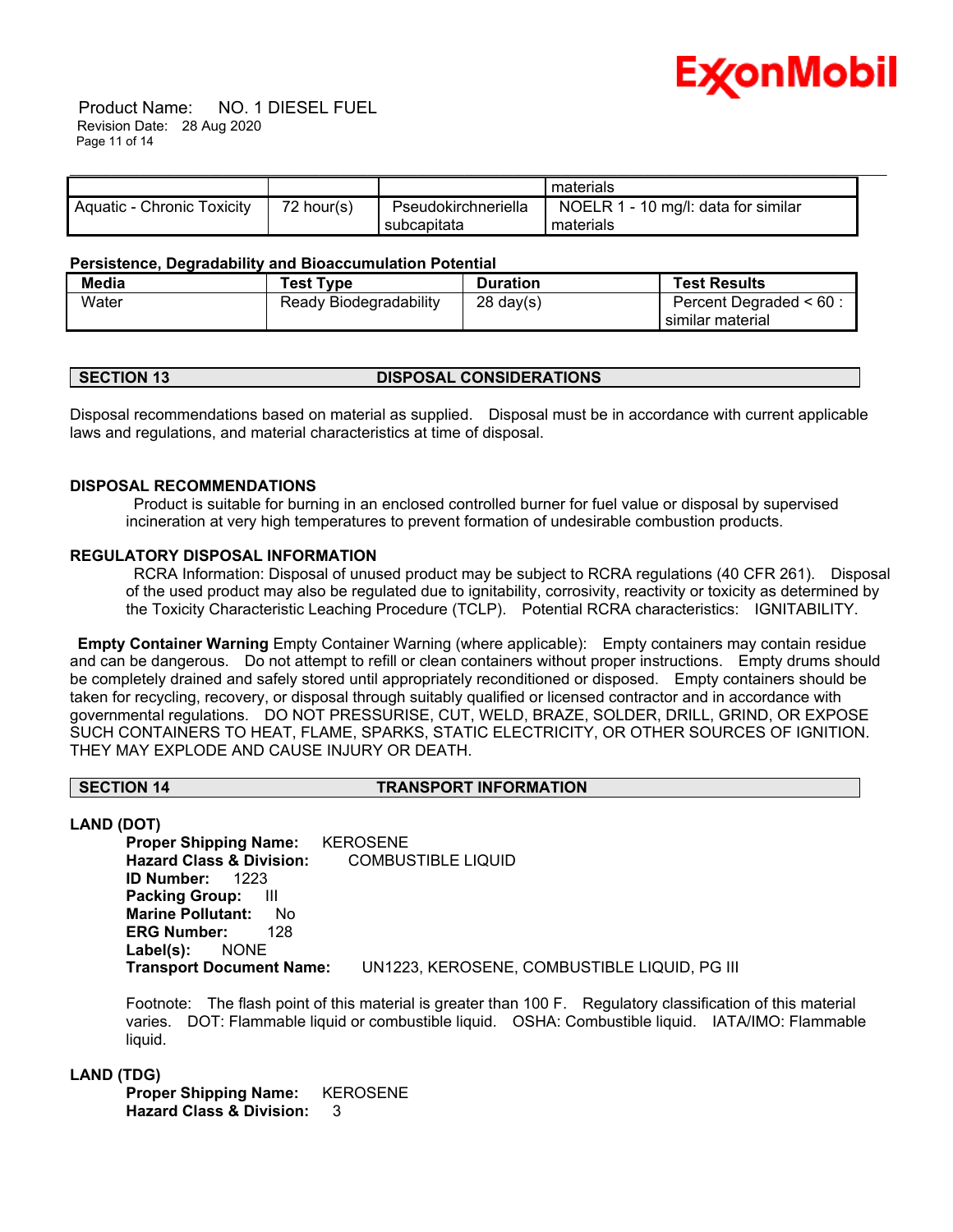| | | | materials |
|---|---|---|---|
| Aquatic - Chronic Toxicity | 72 hour(s) | Pseudokirchneriella subcapitata | NOELR 1 - 10 mg/l: data for similar materials |

**Persistence, Degradability and Bioaccumulation Potential**

| Media | Test Type | Duration | Test Results |
|---|---|---|---|
| Water | Ready Biodegradability | 28 day(s) | Percent Degraded < 60 : similar material |

## SECTION 13 DISPOSAL CONSIDERATIONS

Disposal recommendations based on material as supplied. Disposal must be in accordance with current applicable laws and regulations, and material characteristics at time of disposal.

### DISPOSAL RECOMMENDATIONS

Product is suitable for burning in an enclosed controlled burner for fuel value or disposal by supervised incineration at very high temperatures to prevent formation of undesirable combustion products.

### REGULATORY DISPOSAL INFORMATION

RCRA Information: Disposal of unused product may be subject to RCRA regulations (40 CFR 261). Disposal of the used product may also be regulated due to ignitability, corrosivity, reactivity or toxicity as determined by the Toxicity Characteristic Leaching Procedure (TCLP). Potential RCRA characteristics: IGNITABILITY.

**Empty Container Warning** Empty Container Warning (where applicable): Empty containers may contain residue and can be dangerous. Do not attempt to refill or clean containers without proper instructions. Empty drums should be completely drained and safely stored until appropriately reconditioned or disposed. Empty containers should be taken for recycling, recovery, or disposal through suitably qualified or licensed contractor and in accordance with governmental regulations. DO NOT PRESSURISE, CUT, WELD, BRAZE, SOLDER, DRILL, GRIND, OR EXPOSE SUCH CONTAINERS TO HEAT, FLAME, SPARKS, STATIC ELECTRICITY, OR OTHER SOURCES OF IGNITION. THEY MAY EXPLODE AND CAUSE INJURY OR DEATH.

## SECTION 14 TRANSPORT INFORMATION

### LAND (DOT)

**Proper Shipping Name:** KEROSENE
**Hazard Class & Division:** COMBUSTIBLE LIQUID
**ID Number:** 1223
**Packing Group:** III
**Marine Pollutant:** No
**ERG Number:** 128
**Label(s):** NONE
**Transport Document Name:** UN1223, KEROSENE, COMBUSTIBLE LIQUID, PG III

Footnote: The flash point of this material is greater than 100 F. Regulatory classification of this material varies. DOT: Flammable liquid or combustible liquid. OSHA: Combustible liquid. IATA/IMO: Flammable liquid.

### LAND (TDG)

**Proper Shipping Name:** KEROSENE
**Hazard Class & Division:** 3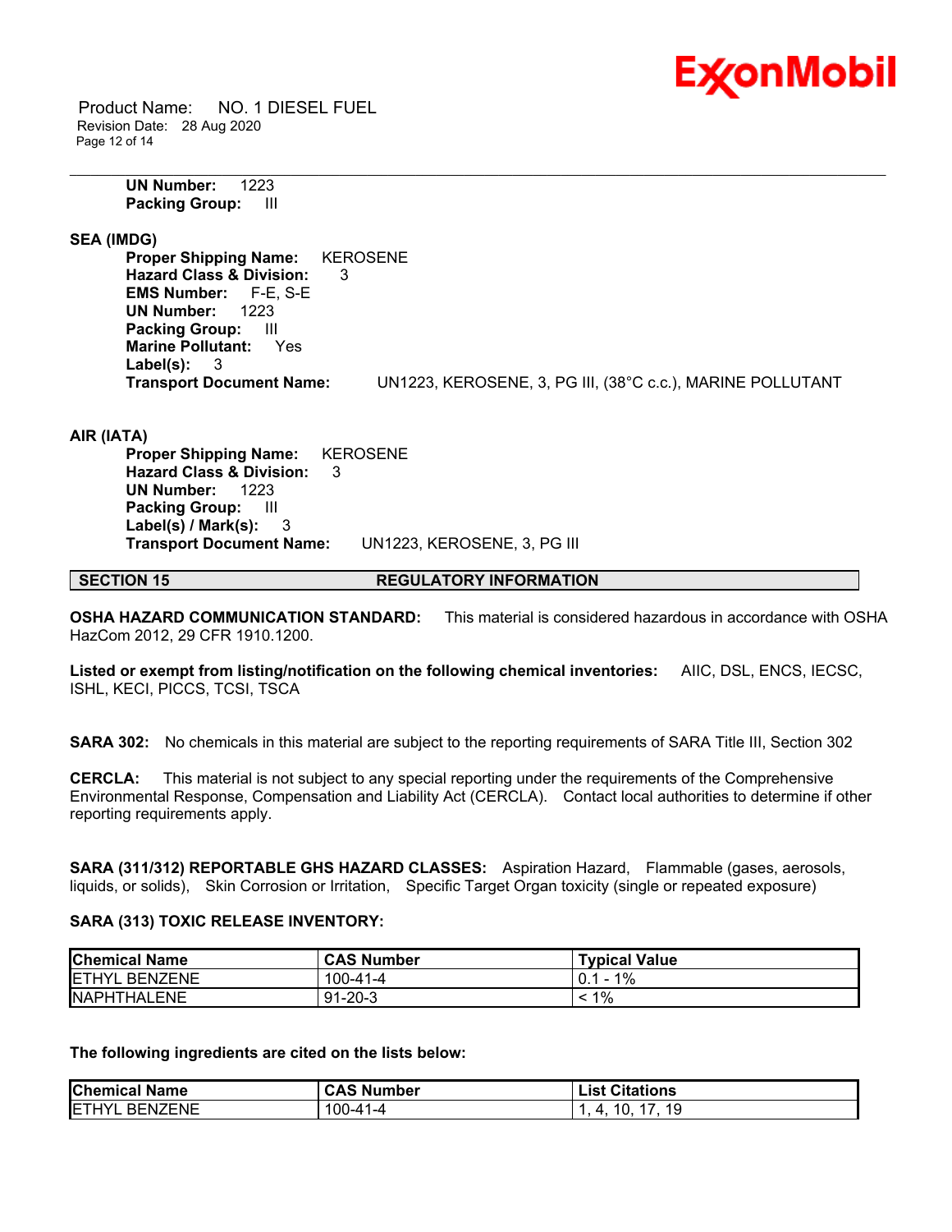**UN Number:** 1223
**Packing Group:** III

**SEA (IMDG)**

**Proper Shipping Name:** KEROSENE
**Hazard Class & Division:** 3
**EMS Number:** F-E, S-E
**UN Number:** 1223
**Packing Group:** III
**Marine Pollutant:** Yes
**Label(s):** 3
**Transport Document Name:** UN1223, KEROSENE, 3, PG III, (38°C c.c.), MARINE POLLUTANT

**AIR (IATA)**

**Proper Shipping Name:** KEROSENE
**Hazard Class & Division:** 3
**UN Number:** 1223
**Packing Group:** III
**Label(s) / Mark(s):** 3
**Transport Document Name:** UN1223, KEROSENE, 3, PG III

## SECTION 15 REGULATORY INFORMATION

**OSHA HAZARD COMMUNICATION STANDARD:** This material is considered hazardous in accordance with OSHA HazCom 2012, 29 CFR 1910.1200.

**Listed or exempt from listing/notification on the following chemical inventories:** AIIC, DSL, ENCS, IECSC, ISHL, KECI, PICCS, TCSI, TSCA

**SARA 302:** No chemicals in this material are subject to the reporting requirements of SARA Title III, Section 302

**CERCLA:** This material is not subject to any special reporting under the requirements of the Comprehensive Environmental Response, Compensation and Liability Act (CERCLA). Contact local authorities to determine if other reporting requirements apply.

**SARA (311/312) REPORTABLE GHS HAZARD CLASSES:** Aspiration Hazard, Flammable (gases, aerosols, liquids, or solids), Skin Corrosion or Irritation, Specific Target Organ toxicity (single or repeated exposure)

**SARA (313) TOXIC RELEASE INVENTORY:**

| Chemical Name | CAS Number | Typical Value |
|---|---|---|
| ETHYL BENZENE | 100-41-4 | 0.1 - 1% |
| NAPHTHALENE | 91-20-3 | < 1% |

**The following ingredients are cited on the lists below:**

| Chemical Name | CAS Number | List Citations |
|---|---|---|
| ETHYL BENZENE | 100-41-4 | 1, 4, 10, 17, 19 |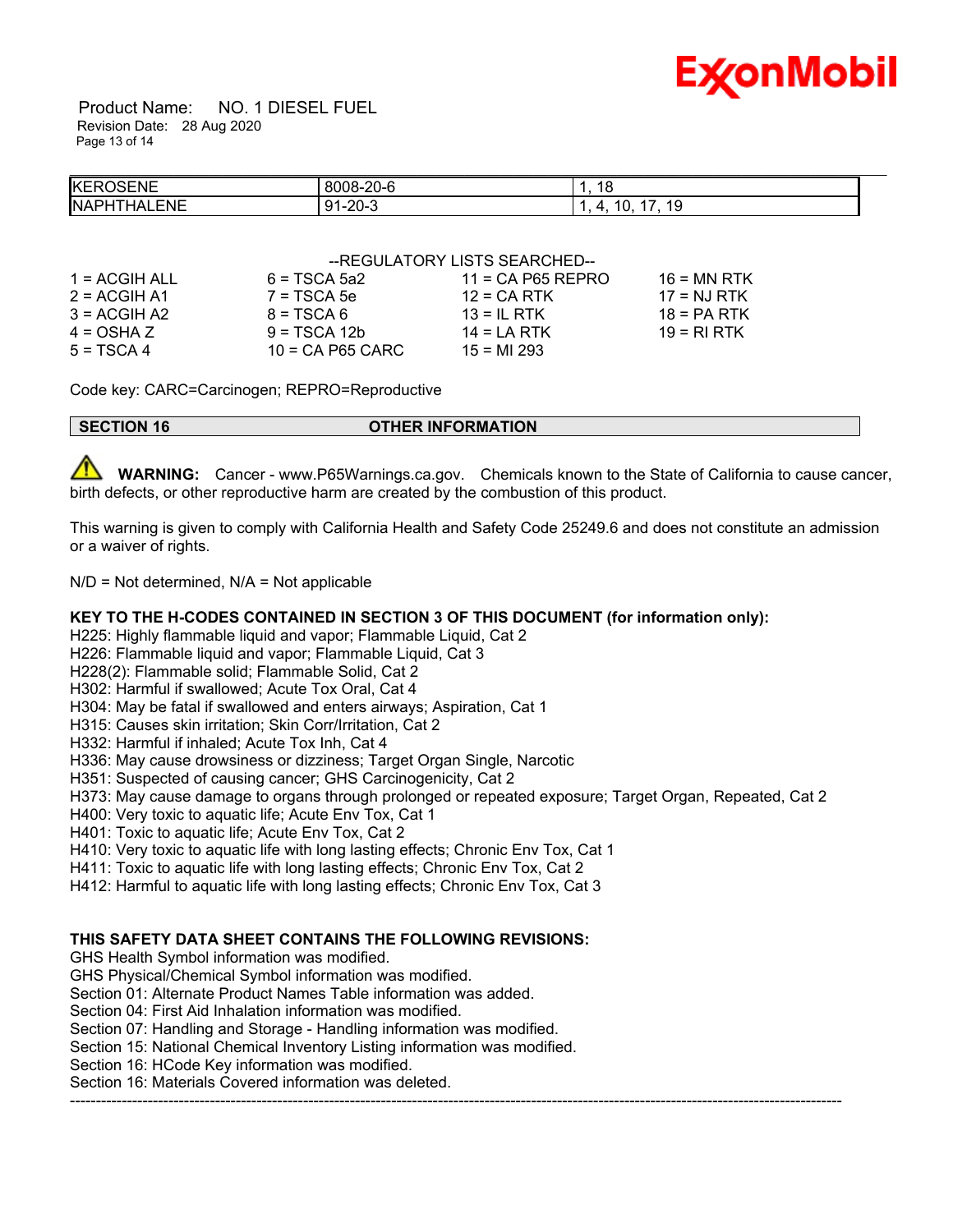| KEROSENE | 8008-20-6 | 1, 18 |
|---|---|---|
| NAPHTHALENE | 91-20-3 | 1, 4, 10, 17, 19 |

--REGULATORY LISTS SEARCHED--

| | | | |
|---|---|---|---|
| 1 = ACGIH ALL | 6 = TSCA 5a2 | 11 = CA P65 REPRO | 16 = MN RTK |
| 2 = ACGIH A1 | 7 = TSCA 5e | 12 = CA RTK | 17 = NJ RTK |
| 3 = ACGIH A2 | 8 = TSCA 6 | 13 = IL RTK | 18 = PA RTK |
| 4 = OSHA Z | 9 = TSCA 12b | 14 = LA RTK | 19 = RI RTK |
| 5 = TSCA 4 | 10 = CA P65 CARC | 15 = MI 293 | |

Code key: CARC=Carcinogen; REPRO=Reproductive

## SECTION 16 OTHER INFORMATION

**WARNING:** Cancer - www.P65Warnings.ca.gov. Chemicals known to the State of California to cause cancer, birth defects, or other reproductive harm are created by the combustion of this product.

This warning is given to comply with California Health and Safety Code 25249.6 and does not constitute an admission or a waiver of rights.

N/D = Not determined, N/A = Not applicable

**KEY TO THE H-CODES CONTAINED IN SECTION 3 OF THIS DOCUMENT (for information only):**

H225: Highly flammable liquid and vapor; Flammable Liquid, Cat 2
H226: Flammable liquid and vapor; Flammable Liquid, Cat 3
H228(2): Flammable solid; Flammable Solid, Cat 2
H302: Harmful if swallowed; Acute Tox Oral, Cat 4
H304: May be fatal if swallowed and enters airways; Aspiration, Cat 1
H315: Causes skin irritation; Skin Corr/Irritation, Cat 2
H332: Harmful if inhaled; Acute Tox Inh, Cat 4
H336: May cause drowsiness or dizziness; Target Organ Single, Narcotic
H351: Suspected of causing cancer; GHS Carcinogenicity, Cat 2
H373: May cause damage to organs through prolonged or repeated exposure; Target Organ, Repeated, Cat 2
H400: Very toxic to aquatic life; Acute Env Tox, Cat 1
H401: Toxic to aquatic life; Acute Env Tox, Cat 2
H410: Very toxic to aquatic life with long lasting effects; Chronic Env Tox, Cat 1
H411: Toxic to aquatic life with long lasting effects; Chronic Env Tox, Cat 2
H412: Harmful to aquatic life with long lasting effects; Chronic Env Tox, Cat 3

**THIS SAFETY DATA SHEET CONTAINS THE FOLLOWING REVISIONS:**

GHS Health Symbol information was modified.
GHS Physical/Chemical Symbol information was modified.
Section 01: Alternate Product Names Table information was added.
Section 04: First Aid Inhalation information was modified.
Section 07: Handling and Storage - Handling information was modified.
Section 15: National Chemical Inventory Listing information was modified.
Section 16: HCode Key information was modified.
Section 16: Materials Covered information was deleted.

---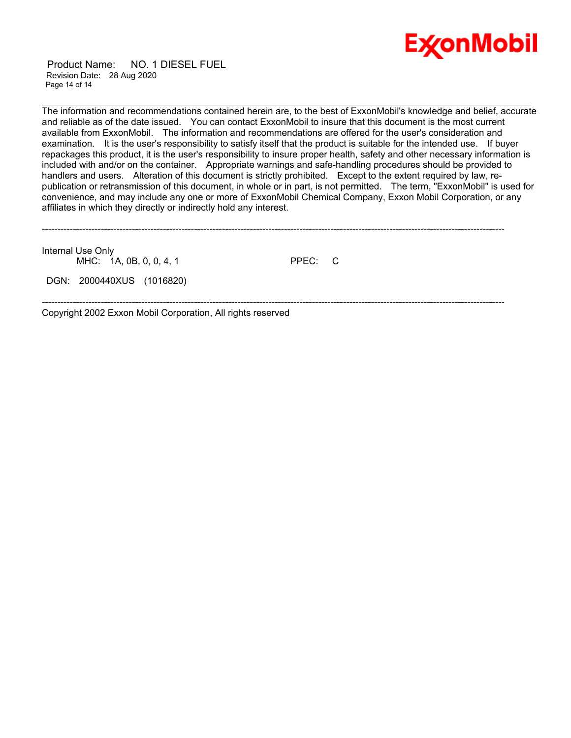The information and recommendations contained herein are, to the best of ExxonMobil's knowledge and belief, accurate and reliable as of the date issued. You can contact ExxonMobil to insure that this document is the most current available from ExxonMobil. The information and recommendations are offered for the user's consideration and examination. It is the user's responsibility to satisfy itself that the product is suitable for the intended use. If buyer repackages this product, it is the user's responsibility to insure proper health, safety and other necessary information is included with and/or on the container. Appropriate warnings and safe-handling procedures should be provided to handlers and users. Alteration of this document is strictly prohibited. Except to the extent required by law, re-publication or retransmission of this document, in whole or in part, is not permitted. The term, "ExxonMobil" is used for convenience, and may include any one or more of ExxonMobil Chemical Company, Exxon Mobil Corporation, or any affiliates in which they directly or indirectly hold any interest.

---

Internal Use Only

MHC: 1A, 0B, 0, 0, 4, 1 PPEC: C

DGN: 2000440XUS (1016820)

---

Copyright 2002 Exxon Mobil Corporation, All rights reserved